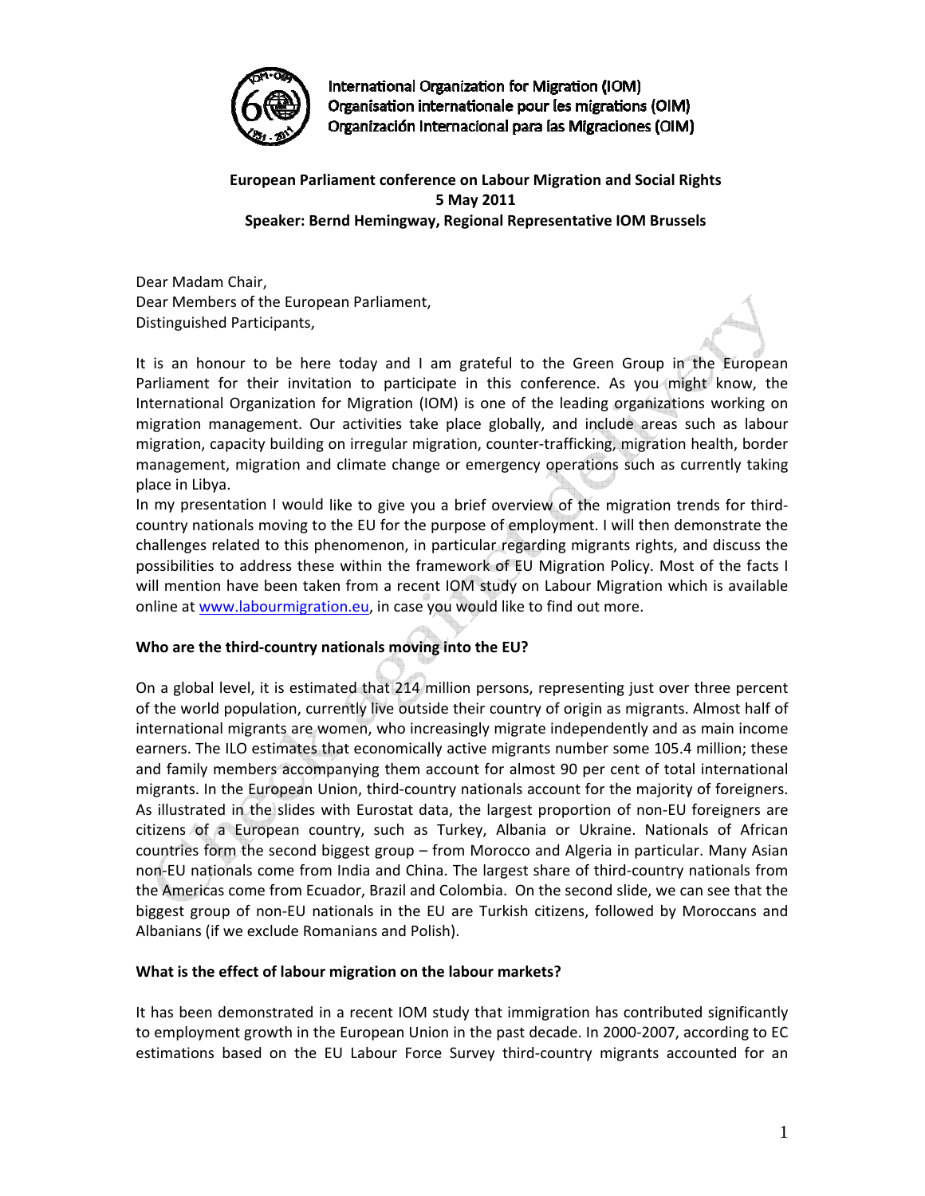International Organization for Migration (IOM)
Organisation internationale pour les migrations (OIM)
Organización Internacional para las Migraciones (OIM)

**European Parliament conference on Labour Migration and Social Rights**
**5 May 2011**
**Speaker: Bernd Hemingway, Regional Representative IOM Brussels**

Dear Madam Chair,
Dear Members of the European Parliament,
Distinguished Participants,

It is an honour to be here today and I am grateful to the Green Group in the European Parliament for their invitation to participate in this conference. As you might know, the International Organization for Migration (IOM) is one of the leading organizations working on migration management. Our activities take place globally, and include areas such as labour migration, capacity building on irregular migration, counter-trafficking, migration health, border management, migration and climate change or emergency operations such as currently taking place in Libya.
In my presentation I would like to give you a brief overview of the migration trends for third-country nationals moving to the EU for the purpose of employment. I will then demonstrate the challenges related to this phenomenon, in particular regarding migrants rights, and discuss the possibilities to address these within the framework of EU Migration Policy. Most of the facts I will mention have been taken from a recent IOM study on Labour Migration which is available online at [www.labourmigration.eu](http://www.labourmigration.eu), in case you would like to find out more.

**Who are the third-country nationals moving into the EU?**

On a global level, it is estimated that 214 million persons, representing just over three percent of the world population, currently live outside their country of origin as migrants. Almost half of international migrants are women, who increasingly migrate independently and as main income earners. The ILO estimates that economically active migrants number some 105.4 million; these and family members accompanying them account for almost 90 per cent of total international migrants. In the European Union, third-country nationals account for the majority of foreigners. As illustrated in the slides with Eurostat data, the largest proportion of non-EU foreigners are citizens of a European country, such as Turkey, Albania or Ukraine. Nationals of African countries form the second biggest group – from Morocco and Algeria in particular. Many Asian non-EU nationals come from India and China. The largest share of third-country nationals from the Americas come from Ecuador, Brazil and Colombia. On the second slide, we can see that the biggest group of non-EU nationals in the EU are Turkish citizens, followed by Moroccans and Albanians (if we exclude Romanians and Polish).

**What is the effect of labour migration on the labour markets?**

It has been demonstrated in a recent IOM study that immigration has contributed significantly to employment growth in the European Union in the past decade. In 2000-2007, according to EC estimations based on the EU Labour Force Survey third-country migrants accounted for an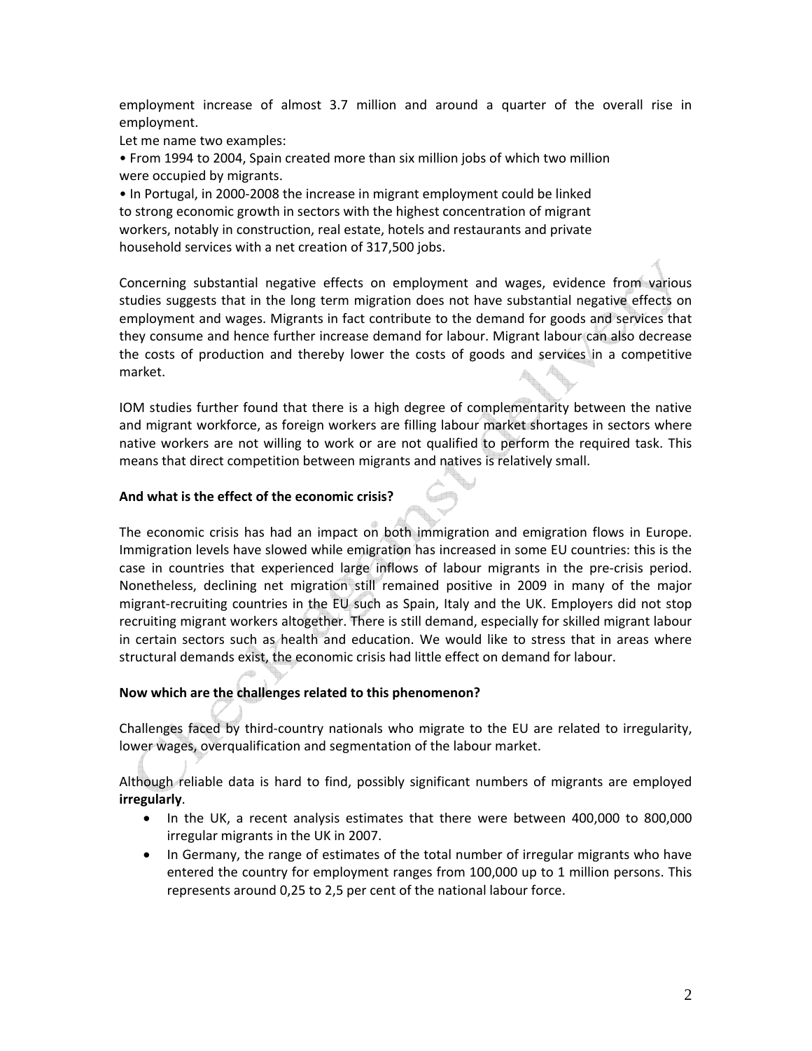employment increase of almost 3.7 million and around a quarter of the overall rise in employment.

Let me name two examples:

• From 1994 to 2004, Spain created more than six million jobs of which two million were occupied by migrants.

• In Portugal, in 2000-2008 the increase in migrant employment could be linked to strong economic growth in sectors with the highest concentration of migrant workers, notably in construction, real estate, hotels and restaurants and private household services with a net creation of 317,500 jobs.

Concerning substantial negative effects on employment and wages, evidence from various studies suggests that in the long term migration does not have substantial negative effects on employment and wages. Migrants in fact contribute to the demand for goods and services that they consume and hence further increase demand for labour. Migrant labour can also decrease the costs of production and thereby lower the costs of goods and services in a competitive market.

IOM studies further found that there is a high degree of complementarity between the native and migrant workforce, as foreign workers are filling labour market shortages in sectors where native workers are not willing to work or are not qualified to perform the required task. This means that direct competition between migrants and natives is relatively small.

**And what is the effect of the economic crisis?**

The economic crisis has had an impact on both immigration and emigration flows in Europe. Immigration levels have slowed while emigration has increased in some EU countries: this is the case in countries that experienced large inflows of labour migrants in the pre-crisis period. Nonetheless, declining net migration still remained positive in 2009 in many of the major migrant-recruiting countries in the EU such as Spain, Italy and the UK. Employers did not stop recruiting migrant workers altogether. There is still demand, especially for skilled migrant labour in certain sectors such as health and education. We would like to stress that in areas where structural demands exist, the economic crisis had little effect on demand for labour.

**Now which are the challenges related to this phenomenon?**

Challenges faced by third-country nationals who migrate to the EU are related to irregularity, lower wages, overqualification and segmentation of the labour market.

Although reliable data is hard to find, possibly significant numbers of migrants are employed **irregularly**.

- In the UK, a recent analysis estimates that there were between 400,000 to 800,000 irregular migrants in the UK in 2007.
- In Germany, the range of estimates of the total number of irregular migrants who have entered the country for employment ranges from 100,000 up to 1 million persons. This represents around 0,25 to 2,5 per cent of the national labour force.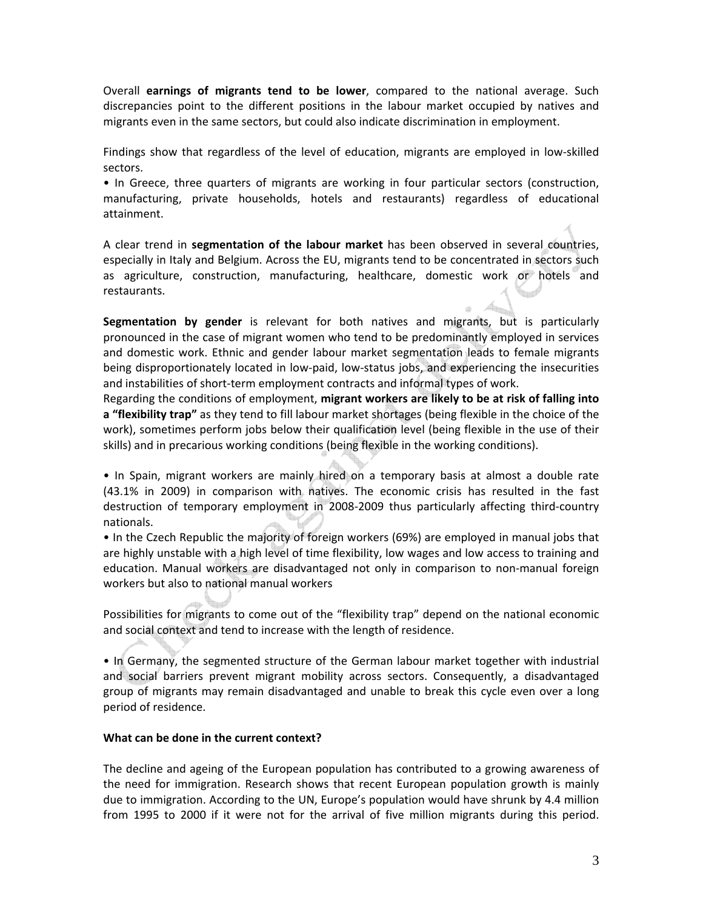Overall **earnings of migrants tend to be lower**, compared to the national average. Such discrepancies point to the different positions in the labour market occupied by natives and migrants even in the same sectors, but could also indicate discrimination in employment.

Findings show that regardless of the level of education, migrants are employed in low-skilled sectors.

- In Greece, three quarters of migrants are working in four particular sectors (construction, manufacturing, private households, hotels and restaurants) regardless of educational attainment.

A clear trend in **segmentation of the labour market** has been observed in several countries, especially in Italy and Belgium. Across the EU, migrants tend to be concentrated in sectors such as agriculture, construction, manufacturing, healthcare, domestic work or hotels and restaurants.

**Segmentation by gender** is relevant for both natives and migrants, but is particularly pronounced in the case of migrant women who tend to be predominantly employed in services and domestic work. Ethnic and gender labour market segmentation leads to female migrants being disproportionately located in low-paid, low-status jobs, and experiencing the insecurities and instabilities of short-term employment contracts and informal types of work.

Regarding the conditions of employment, **migrant workers are likely to be at risk of falling into a "flexibility trap"** as they tend to fill labour market shortages (being flexible in the choice of the work), sometimes perform jobs below their qualification level (being flexible in the use of their skills) and in precarious working conditions (being flexible in the working conditions).

- In Spain, migrant workers are mainly hired on a temporary basis at almost a double rate (43.1% in 2009) in comparison with natives. The economic crisis has resulted in the fast destruction of temporary employment in 2008-2009 thus particularly affecting third-country nationals.
- In the Czech Republic the majority of foreign workers (69%) are employed in manual jobs that are highly unstable with a high level of time flexibility, low wages and low access to training and education. Manual workers are disadvantaged not only in comparison to non-manual foreign workers but also to national manual workers

Possibilities for migrants to come out of the "flexibility trap" depend on the national economic and social context and tend to increase with the length of residence.

- In Germany, the segmented structure of the German labour market together with industrial and social barriers prevent migrant mobility across sectors. Consequently, a disadvantaged group of migrants may remain disadvantaged and unable to break this cycle even over a long period of residence.

**What can be done in the current context?**

The decline and ageing of the European population has contributed to a growing awareness of the need for immigration. Research shows that recent European population growth is mainly due to immigration. According to the UN, Europe's population would have shrunk by 4.4 million from 1995 to 2000 if it were not for the arrival of five million migrants during this period.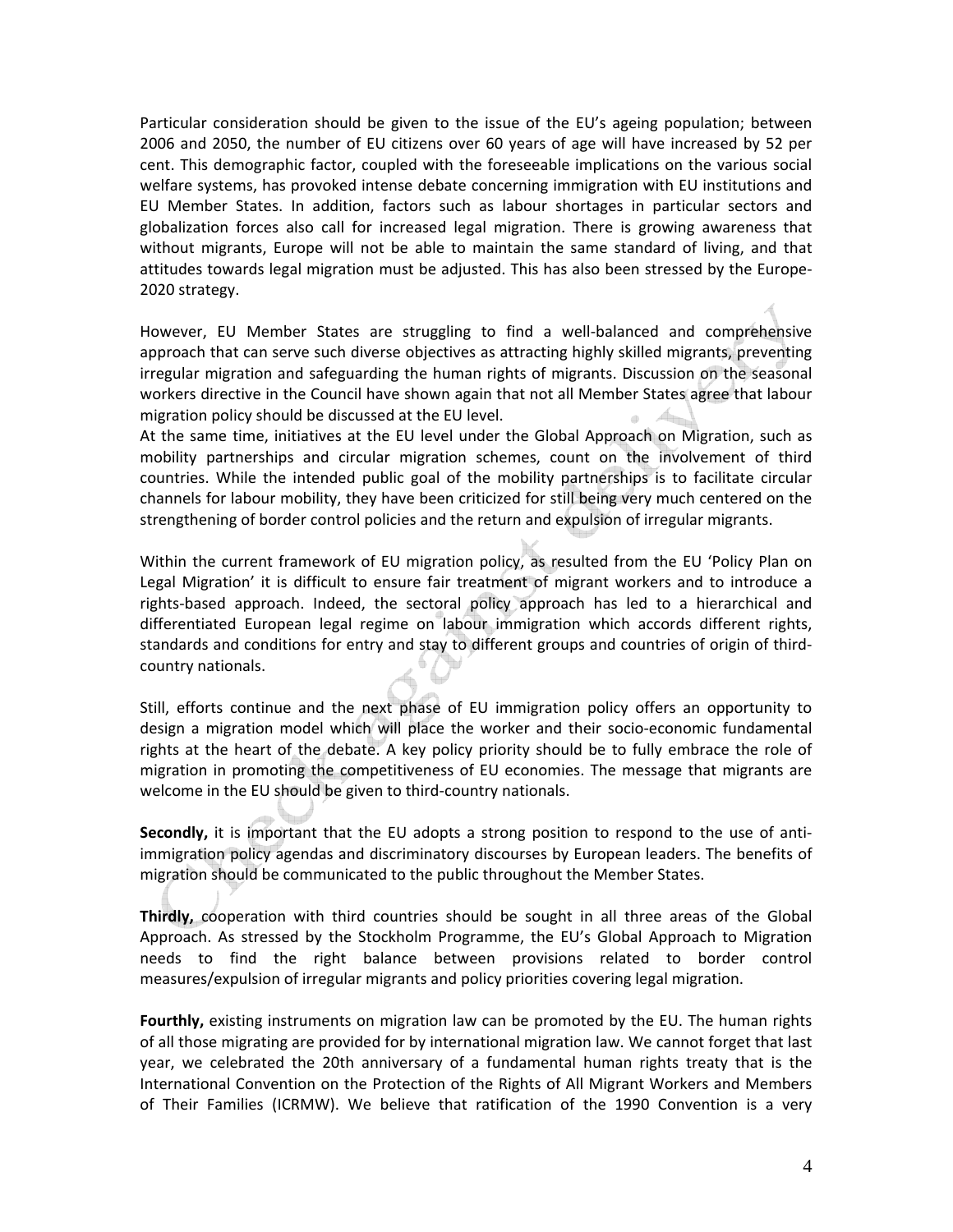Particular consideration should be given to the issue of the EU's ageing population; between 2006 and 2050, the number of EU citizens over 60 years of age will have increased by 52 per cent. This demographic factor, coupled with the foreseeable implications on the various social welfare systems, has provoked intense debate concerning immigration with EU institutions and EU Member States. In addition, factors such as labour shortages in particular sectors and globalization forces also call for increased legal migration. There is growing awareness that without migrants, Europe will not be able to maintain the same standard of living, and that attitudes towards legal migration must be adjusted. This has also been stressed by the Europe-2020 strategy.

However, EU Member States are struggling to find a well-balanced and comprehensive approach that can serve such diverse objectives as attracting highly skilled migrants, preventing irregular migration and safeguarding the human rights of migrants. Discussion on the seasonal workers directive in the Council have shown again that not all Member States agree that labour migration policy should be discussed at the EU level.

At the same time, initiatives at the EU level under the Global Approach on Migration, such as mobility partnerships and circular migration schemes, count on the involvement of third countries. While the intended public goal of the mobility partnerships is to facilitate circular channels for labour mobility, they have been criticized for still being very much centered on the strengthening of border control policies and the return and expulsion of irregular migrants.

Within the current framework of EU migration policy, as resulted from the EU 'Policy Plan on Legal Migration' it is difficult to ensure fair treatment of migrant workers and to introduce a rights-based approach. Indeed, the sectoral policy approach has led to a hierarchical and differentiated European legal regime on labour immigration which accords different rights, standards and conditions for entry and stay to different groups and countries of origin of third-country nationals.

Still, efforts continue and the next phase of EU immigration policy offers an opportunity to design a migration model which will place the worker and their socio-economic fundamental rights at the heart of the debate. A key policy priority should be to fully embrace the role of migration in promoting the competitiveness of EU economies. The message that migrants are welcome in the EU should be given to third-country nationals.

**Secondly,** it is important that the EU adopts a strong position to respond to the use of anti-immigration policy agendas and discriminatory discourses by European leaders. The benefits of migration should be communicated to the public throughout the Member States.

**Thirdly,** cooperation with third countries should be sought in all three areas of the Global Approach. As stressed by the Stockholm Programme, the EU's Global Approach to Migration needs to find the right balance between provisions related to border control measures/expulsion of irregular migrants and policy priorities covering legal migration.

**Fourthly,** existing instruments on migration law can be promoted by the EU. The human rights of all those migrating are provided for by international migration law. We cannot forget that last year, we celebrated the 20th anniversary of a fundamental human rights treaty that is the International Convention on the Protection of the Rights of All Migrant Workers and Members of Their Families (ICRMW). We believe that ratification of the 1990 Convention is a very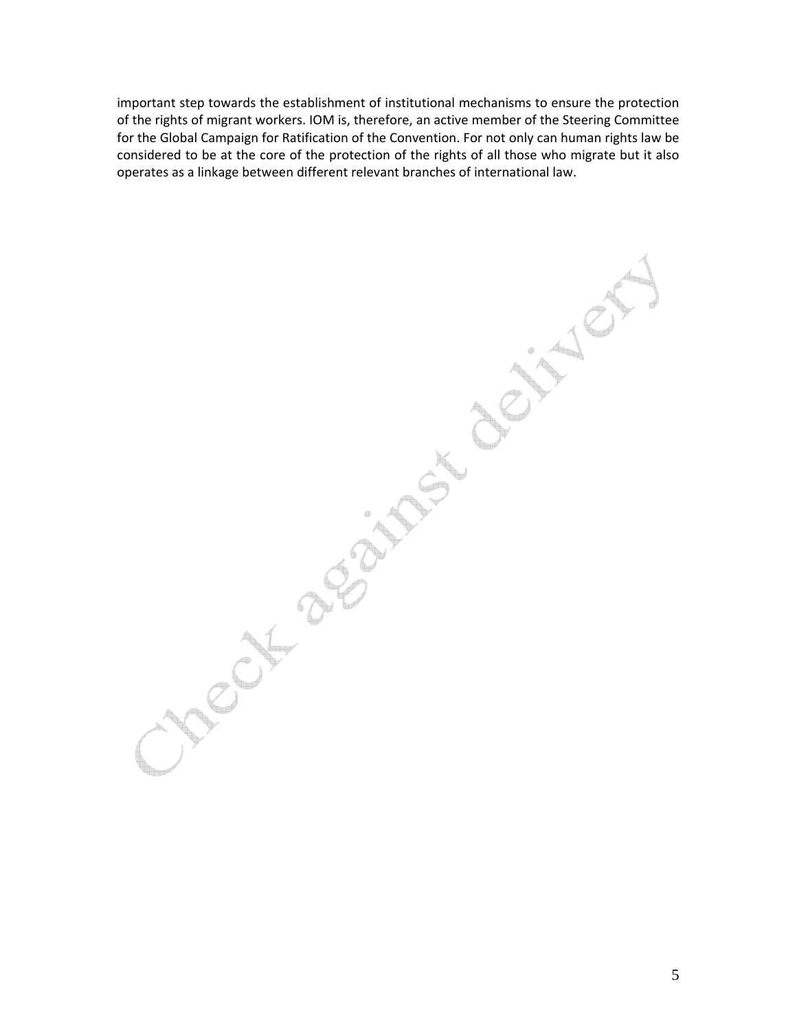important step towards the establishment of institutional mechanisms to ensure the protection of the rights of migrant workers. IOM is, therefore, an active member of the Steering Committee for the Global Campaign for Ratification of the Convention. For not only can human rights law be considered to be at the core of the protection of the rights of all those who migrate but it also operates as a linkage between different relevant branches of international law.